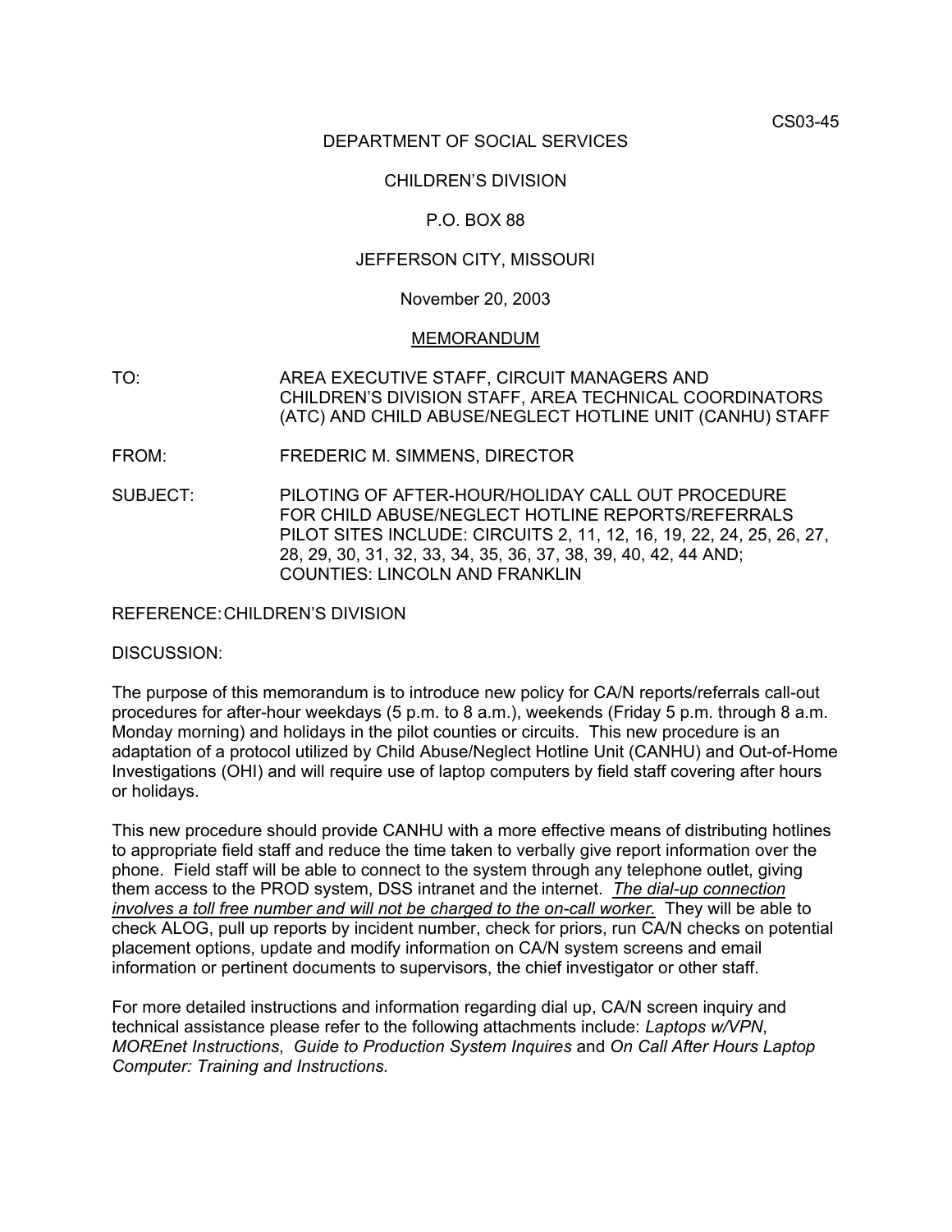CS03-45

DEPARTMENT OF SOCIAL SERVICES

CHILDREN'S DIVISION

P.O. BOX 88

JEFFERSON CITY, MISSOURI

November 20, 2003

MEMORANDUM

TO: AREA EXECUTIVE STAFF, CIRCUIT MANAGERS AND CHILDREN'S DIVISION STAFF, AREA TECHNICAL COORDINATORS (ATC) AND CHILD ABUSE/NEGLECT HOTLINE UNIT (CANHU) STAFF

FROM: FREDERIC M. SIMMENS, DIRECTOR

SUBJECT: PILOTING OF AFTER-HOUR/HOLIDAY CALL OUT PROCEDURE FOR CHILD ABUSE/NEGLECT HOTLINE REPORTS/REFERRALS PILOT SITES INCLUDE: CIRCUITS 2, 11, 12, 16, 19, 22, 24, 25, 26, 27, 28, 29, 30, 31, 32, 33, 34, 35, 36, 37, 38, 39, 40, 42, 44 AND; COUNTIES: LINCOLN AND FRANKLIN

REFERENCE: CHILDREN'S DIVISION

DISCUSSION:

The purpose of this memorandum is to introduce new policy for CA/N reports/referrals call-out procedures for after-hour weekdays (5 p.m. to 8 a.m.), weekends (Friday 5 p.m. through 8 a.m. Monday morning) and holidays in the pilot counties or circuits. This new procedure is an adaptation of a protocol utilized by Child Abuse/Neglect Hotline Unit (CANHU) and Out-of-Home Investigations (OHI) and will require use of laptop computers by field staff covering after hours or holidays.

This new procedure should provide CANHU with a more effective means of distributing hotlines to appropriate field staff and reduce the time taken to verbally give report information over the phone. Field staff will be able to connect to the system through any telephone outlet, giving them access to the PROD system, DSS intranet and the internet. *The dial-up connection involves a toll free number and will not be charged to the on-call worker.* They will be able to check ALOG, pull up reports by incident number, check for priors, run CA/N checks on potential placement options, update and modify information on CA/N system screens and email information or pertinent documents to supervisors, the chief investigator or other staff.

For more detailed instructions and information regarding dial up, CA/N screen inquiry and technical assistance please refer to the following attachments include: *Laptops w/VPN*, *MOREnet Instructions*, *Guide to Production System Inquires* and *On Call After Hours Laptop Computer: Training and Instructions.*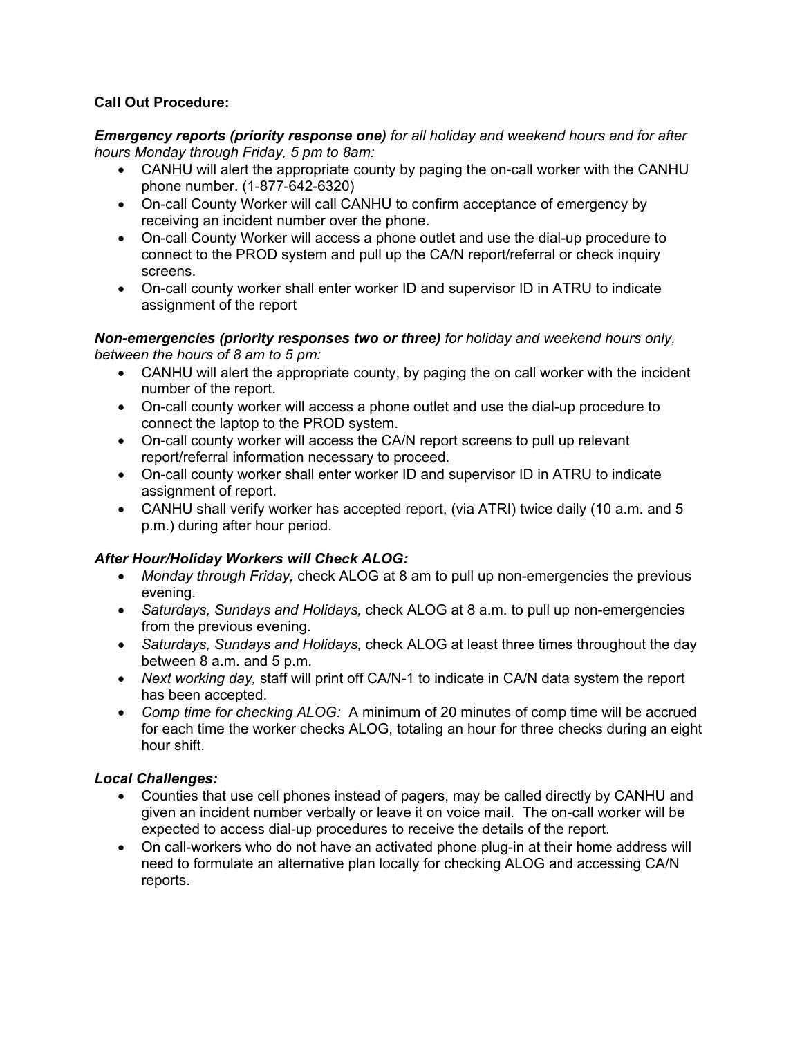**Call Out Procedure:**

***Emergency reports (priority response one)*** *for all holiday and weekend hours and for after hours Monday through Friday, 5 pm to 8am:*

- CANHU will alert the appropriate county by paging the on-call worker with the CANHU phone number. (1-877-642-6320)
- On-call County Worker will call CANHU to confirm acceptance of emergency by receiving an incident number over the phone.
- On-call County Worker will access a phone outlet and use the dial-up procedure to connect to the PROD system and pull up the CA/N report/referral or check inquiry screens.
- On-call county worker shall enter worker ID and supervisor ID in ATRU to indicate assignment of the report

***Non-emergencies (priority responses two or three)*** *for holiday and weekend hours only, between the hours of 8 am to 5 pm:*

- CANHU will alert the appropriate county, by paging the on call worker with the incident number of the report.
- On-call county worker will access a phone outlet and use the dial-up procedure to connect the laptop to the PROD system.
- On-call county worker will access the CA/N report screens to pull up relevant report/referral information necessary to proceed.
- On-call county worker shall enter worker ID and supervisor ID in ATRU to indicate assignment of report.
- CANHU shall verify worker has accepted report, (via ATRI) twice daily (10 a.m. and 5 p.m.) during after hour period.

***After Hour/Holiday Workers will Check ALOG:***

- *Monday through Friday,* check ALOG at 8 am to pull up non-emergencies the previous evening.
- *Saturdays, Sundays and Holidays,* check ALOG at 8 a.m. to pull up non-emergencies from the previous evening.
- *Saturdays, Sundays and Holidays,* check ALOG at least three times throughout the day between 8 a.m. and 5 p.m.
- *Next working day,* staff will print off CA/N-1 to indicate in CA/N data system the report has been accepted.
- *Comp time for checking ALOG:* A minimum of 20 minutes of comp time will be accrued for each time the worker checks ALOG, totaling an hour for three checks during an eight hour shift.

***Local Challenges:***

- Counties that use cell phones instead of pagers, may be called directly by CANHU and given an incident number verbally or leave it on voice mail. The on-call worker will be expected to access dial-up procedures to receive the details of the report.
- On call-workers who do not have an activated phone plug-in at their home address will need to formulate an alternative plan locally for checking ALOG and accessing CA/N reports.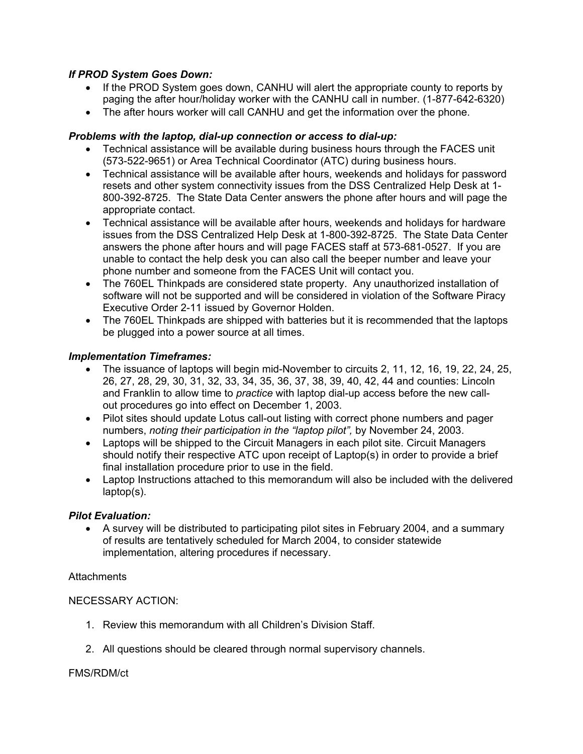***If PROD System Goes Down:***

- If the PROD System goes down, CANHU will alert the appropriate county to reports by paging the after hour/holiday worker with the CANHU call in number. (1-877-642-6320)
- The after hours worker will call CANHU and get the information over the phone.

***Problems with the laptop, dial-up connection or access to dial-up:***

- Technical assistance will be available during business hours through the FACES unit (573-522-9651) or Area Technical Coordinator (ATC) during business hours.
- Technical assistance will be available after hours, weekends and holidays for password resets and other system connectivity issues from the DSS Centralized Help Desk at 1-800-392-8725. The State Data Center answers the phone after hours and will page the appropriate contact.
- Technical assistance will be available after hours, weekends and holidays for hardware issues from the DSS Centralized Help Desk at 1-800-392-8725. The State Data Center answers the phone after hours and will page FACES staff at 573-681-0527. If you are unable to contact the help desk you can also call the beeper number and leave your phone number and someone from the FACES Unit will contact you.
- The 760EL Thinkpads are considered state property. Any unauthorized installation of software will not be supported and will be considered in violation of the Software Piracy Executive Order 2-11 issued by Governor Holden.
- The 760EL Thinkpads are shipped with batteries but it is recommended that the laptops be plugged into a power source at all times.

***Implementation Timeframes:***

- The issuance of laptops will begin mid-November to circuits 2, 11, 12, 16, 19, 22, 24, 25, 26, 27, 28, 29, 30, 31, 32, 33, 34, 35, 36, 37, 38, 39, 40, 42, 44 and counties: Lincoln and Franklin to allow time to *practice* with laptop dial-up access before the new call-out procedures go into effect on December 1, 2003.
- Pilot sites should update Lotus call-out listing with correct phone numbers and pager numbers, *noting their participation in the "laptop pilot",* by November 24, 2003.
- Laptops will be shipped to the Circuit Managers in each pilot site. Circuit Managers should notify their respective ATC upon receipt of Laptop(s) in order to provide a brief final installation procedure prior to use in the field.
- Laptop Instructions attached to this memorandum will also be included with the delivered laptop(s).

***Pilot Evaluation:***

- A survey will be distributed to participating pilot sites in February 2004, and a summary of results are tentatively scheduled for March 2004, to consider statewide implementation, altering procedures if necessary.

Attachments

NECESSARY ACTION:

1. Review this memorandum with all Children's Division Staff.

2. All questions should be cleared through normal supervisory channels.

FMS/RDM/ct